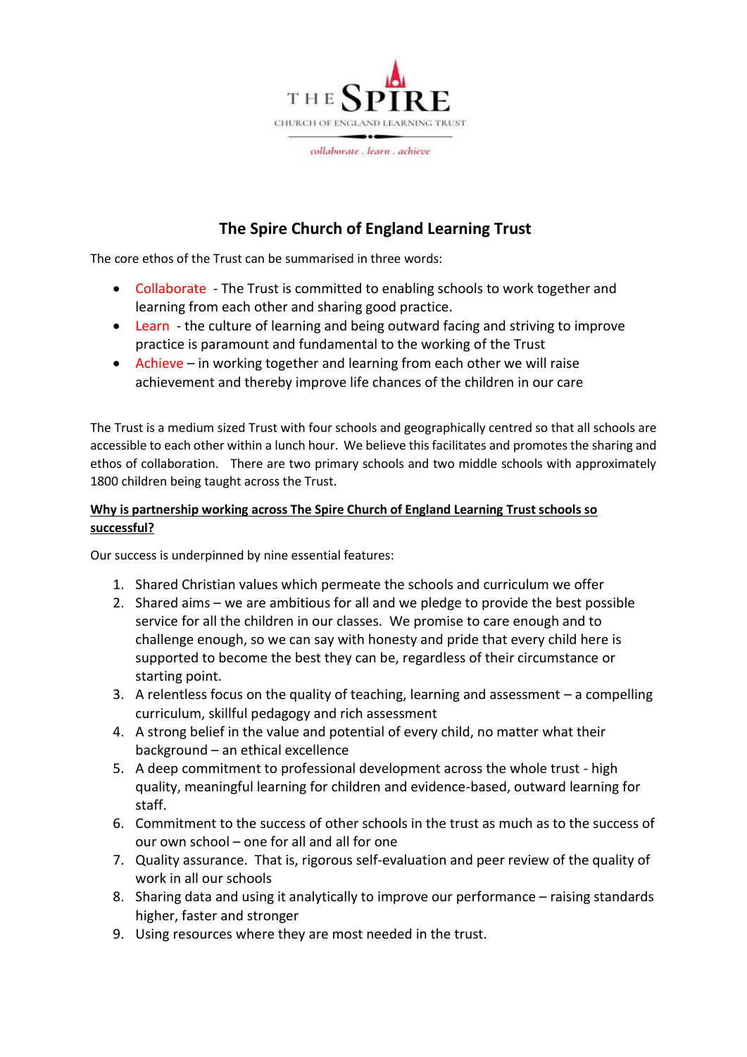THE SPIRE

CHURCH OF ENGLAND LEARNING TRUST

*collaborate . learn . achieve*

# The Spire Church of England Learning Trust

The core ethos of the Trust can be summarised in three words:

- Collaborate - The Trust is committed to enabling schools to work together and learning from each other and sharing good practice.
- Learn - the culture of learning and being outward facing and striving to improve practice is paramount and fundamental to the working of the Trust
- Achieve – in working together and learning from each other we will raise achievement and thereby improve life chances of the children in our care

The Trust is a medium sized Trust with four schools and geographically centred so that all schools are accessible to each other within a lunch hour. We believe this facilitates and promotes the sharing and ethos of collaboration. There are two primary schools and two middle schools with approximately 1800 children being taught across the Trust.

**Why is partnership working across The Spire Church of England Learning Trust schools so successful?**

Our success is underpinned by nine essential features:

1. Shared Christian values which permeate the schools and curriculum we offer
2. Shared aims – we are ambitious for all and we pledge to provide the best possible service for all the children in our classes. We promise to care enough and to challenge enough, so we can say with honesty and pride that every child here is supported to become the best they can be, regardless of their circumstance or starting point.
3. A relentless focus on the quality of teaching, learning and assessment – a compelling curriculum, skillful pedagogy and rich assessment
4. A strong belief in the value and potential of every child, no matter what their background – an ethical excellence
5. A deep commitment to professional development across the whole trust - high quality, meaningful learning for children and evidence-based, outward learning for staff.
6. Commitment to the success of other schools in the trust as much as to the success of our own school – one for all and all for one
7. Quality assurance. That is, rigorous self-evaluation and peer review of the quality of work in all our schools
8. Sharing data and using it analytically to improve our performance – raising standards higher, faster and stronger
9. Using resources where they are most needed in the trust.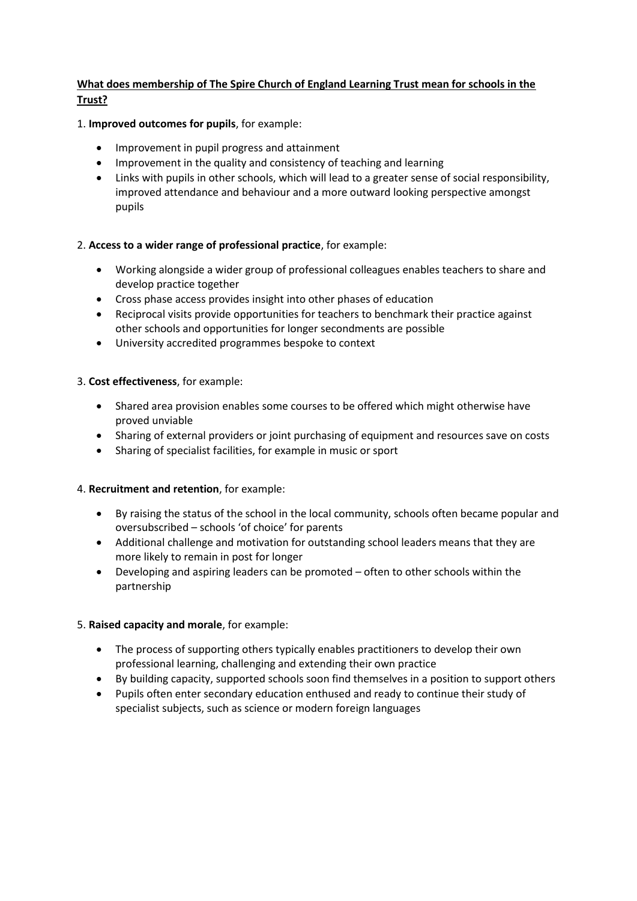**What does membership of The Spire Church of England Learning Trust mean for schools in the Trust?**

1. **Improved outcomes for pupils**, for example:

- Improvement in pupil progress and attainment
- Improvement in the quality and consistency of teaching and learning
- Links with pupils in other schools, which will lead to a greater sense of social responsibility, improved attendance and behaviour and a more outward looking perspective amongst pupils

2. **Access to a wider range of professional practice**, for example:

- Working alongside a wider group of professional colleagues enables teachers to share and develop practice together
- Cross phase access provides insight into other phases of education
- Reciprocal visits provide opportunities for teachers to benchmark their practice against other schools and opportunities for longer secondments are possible
- University accredited programmes bespoke to context

3. **Cost effectiveness**, for example:

- Shared area provision enables some courses to be offered which might otherwise have proved unviable
- Sharing of external providers or joint purchasing of equipment and resources save on costs
- Sharing of specialist facilities, for example in music or sport

4. **Recruitment and retention**, for example:

- By raising the status of the school in the local community, schools often became popular and oversubscribed – schools 'of choice' for parents
- Additional challenge and motivation for outstanding school leaders means that they are more likely to remain in post for longer
- Developing and aspiring leaders can be promoted – often to other schools within the partnership

5. **Raised capacity and morale**, for example:

- The process of supporting others typically enables practitioners to develop their own professional learning, challenging and extending their own practice
- By building capacity, supported schools soon find themselves in a position to support others
- Pupils often enter secondary education enthused and ready to continue their study of specialist subjects, such as science or modern foreign languages